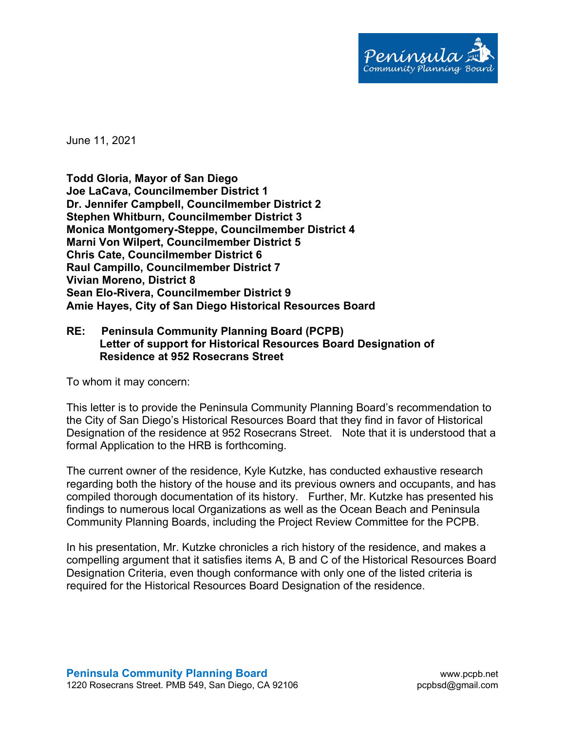Peninsula Community Planning Board

June 11, 2021

**Todd Gloria, Mayor of San Diego**
**Joe LaCava, Councilmember District 1**
**Dr. Jennifer Campbell, Councilmember District 2**
**Stephen Whitburn, Councilmember District 3**
**Monica Montgomery-Steppe, Councilmember District 4**
**Marni Von Wilpert, Councilmember District 5**
**Chris Cate, Councilmember District 6**
**Raul Campillo, Councilmember District 7**
**Vivian Moreno, District 8**
**Sean Elo-Rivera, Councilmember District 9**
**Amie Hayes, City of San Diego Historical Resources Board**

**RE: Peninsula Community Planning Board (PCPB)**
**Letter of support for Historical Resources Board Designation of Residence at 952 Rosecrans Street**

To whom it may concern:

This letter is to provide the Peninsula Community Planning Board's recommendation to the City of San Diego's Historical Resources Board that they find in favor of Historical Designation of the residence at 952 Rosecrans Street. Note that it is understood that a formal Application to the HRB is forthcoming.

The current owner of the residence, Kyle Kutzke, has conducted exhaustive research regarding both the history of the house and its previous owners and occupants, and has compiled thorough documentation of its history. Further, Mr. Kutzke has presented his findings to numerous local Organizations as well as the Ocean Beach and Peninsula Community Planning Boards, including the Project Review Committee for the PCPB.

In his presentation, Mr. Kutzke chronicles a rich history of the residence, and makes a compelling argument that it satisfies items A, B and C of the Historical Resources Board Designation Criteria, even though conformance with only one of the listed criteria is required for the Historical Resources Board Designation of the residence.

**Peninsula Community Planning Board**
1220 Rosecrans Street. PMB 549, San Diego, CA 92106
www.pcpb.net
pcpbsd@gmail.com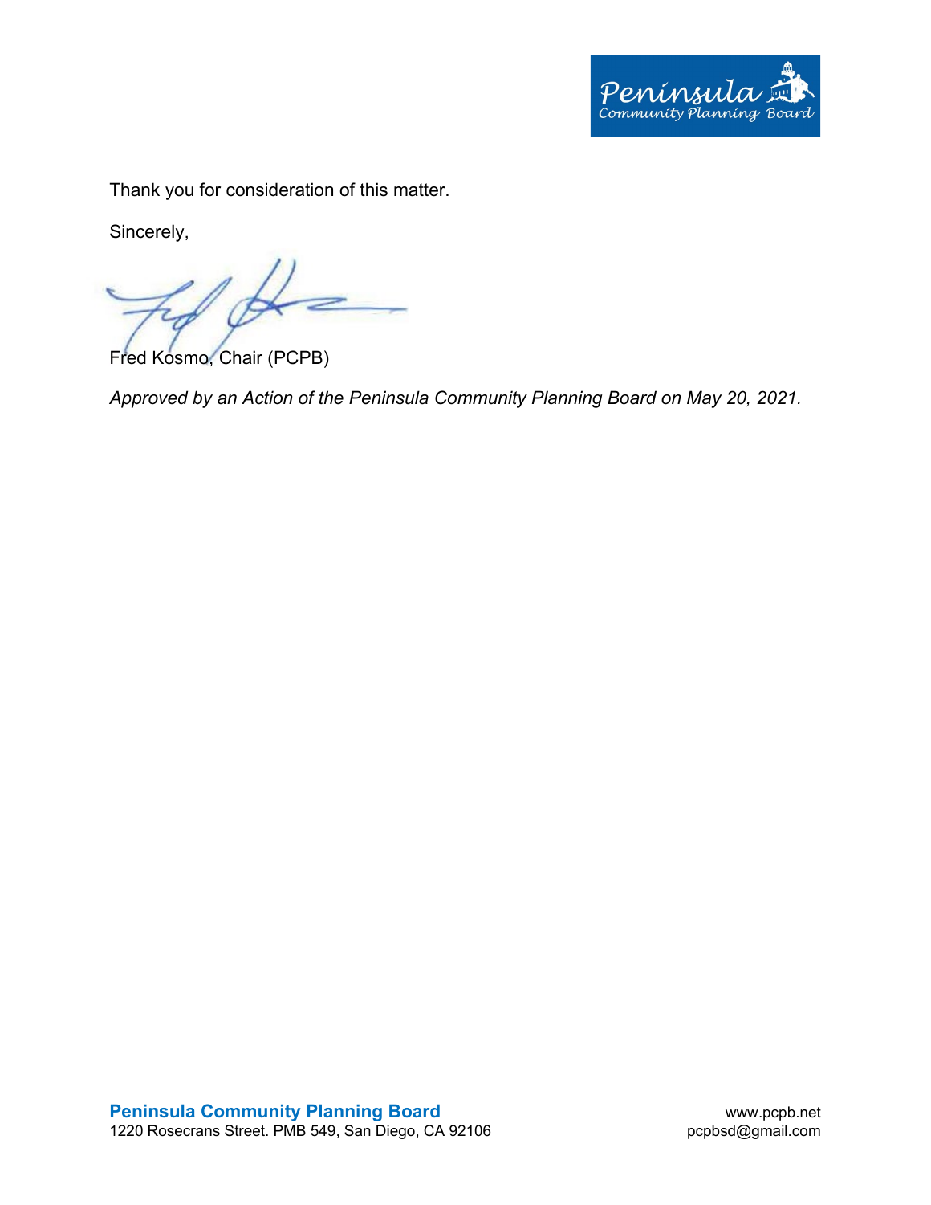Thank you for consideration of this matter.

Sincerely,

Fred Kosmo, Chair (PCPB)

*Approved by an Action of the Peninsula Community Planning Board on May 20, 2021.*

**Peninsula Community Planning Board**
1220 Rosecrans Street. PMB 549, San Diego, CA 92106

www.pcpb.net
pcpbsd@gmail.com